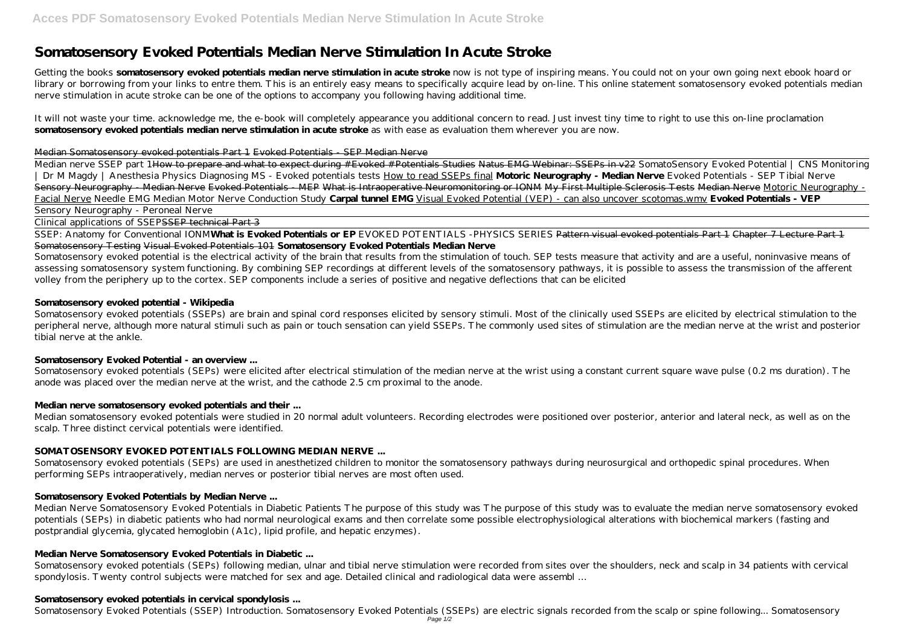# Somatosensory Evoked Potentials Median Nerve Stimulation In Acute Stroke

Getting the books **somatosensory evoked potentials median nerve stimulation in acute stroke** now is not type of inspiring means. You could not on your own going next ebook hoard or library or borrowing from your links to entre them. This is an entirely easy means to specifically acquire lead by on-line. This online statement somatosensory evoked potentials median nerve stimulation in acute stroke can be one of the options to accompany you following having additional time.

It will not waste your time. acknowledge me, the e-book will completely appearance you additional concern to read. Just invest tiny time to right to use this on-line proclamation **somatosensory evoked potentials median nerve stimulation in acute stroke** as with ease as evaluation them wherever you are now.

~~Median Somatosensory evoked potentials Part 1~~ ~~Evoked Potentials - SEP Median Nerve~~

Median nerve SSEP part 1~~How to prepare and what to expect during #Evoked #Potentials Studies~~ ~~Natus EMG Webinar: SSEPs in v22~~ *SomatoSensory Evoked Potential | CNS Monitoring | Dr M Magdy | Anesthesia Physics* *Diagnosing MS - Evoked potentials tests* How to read SSEPs final **Motoric Neurography - Median Nerve** *Evoked Potentials - SEP Tibial Nerve* ~~Sensory Neurography - Median Nerve~~ ~~Evoked Potentials - MEP~~ ~~What is Intraoperative Neuromonitoring or IONM~~ ~~My First Multiple Sclerosis Tests~~ ~~Median Nerve~~ Motoric Neurography - Facial Nerve *Needle EMG Median Motor Nerve Conduction Study* **Carpal tunnel EMG** Visual Evoked Potential (VEP) - can also uncover scotomas.wmv **Evoked Potentials - VEP**

Sensory Neurography - Peroneal Nerve

Clinical applications of SSEP~~SSEP technical Part 3~~

SSEP: Anatomy for Conventional IONM**What is Evoked Potentials or EP** *EVOKED POTENTIALS -PHYSICS SERIES* ~~Pattern visual evoked potentials Part 1~~ ~~Chapter 7 Lecture Part 1~~ ~~Somatosensory Testing~~ ~~Visual Evoked Potentials 101~~ **Somatosensory Evoked Potentials Median Nerve**

Somatosensory evoked potential is the electrical activity of the brain that results from the stimulation of touch. SEP tests measure that activity and are a useful, noninvasive means of assessing somatosensory system functioning. By combining SEP recordings at different levels of the somatosensory pathways, it is possible to assess the transmission of the afferent volley from the periphery up to the cortex. SEP components include a series of positive and negative deflections that can be elicited

**Somatosensory evoked potential - Wikipedia**

Somatosensory evoked potentials (SSEPs) are brain and spinal cord responses elicited by sensory stimuli. Most of the clinically used SSEPs are elicited by electrical stimulation to the peripheral nerve, although more natural stimuli such as pain or touch sensation can yield SSEPs. The commonly used sites of stimulation are the median nerve at the wrist and posterior tibial nerve at the ankle.

**Somatosensory Evoked Potential - an overview ...**

Somatosensory evoked potentials (SEPs) were elicited after electrical stimulation of the median nerve at the wrist using a constant current square wave pulse (0.2 ms duration). The anode was placed over the median nerve at the wrist, and the cathode 2.5 cm proximal to the anode.

**Median nerve somatosensory evoked potentials and their ...**

Median somatosensory evoked potentials were studied in 20 normal adult volunteers. Recording electrodes were positioned over posterior, anterior and lateral neck, as well as on the scalp. Three distinct cervical potentials were identified.

**SOMATOSENSORY EVOKED POTENTIALS FOLLOWING MEDIAN NERVE ...**

Somatosensory evoked potentials (SEPs) are used in anesthetized children to monitor the somatosensory pathways during neurosurgical and orthopedic spinal procedures. When performing SEPs intraoperatively, median nerves or posterior tibial nerves are most often used.

**Somatosensory Evoked Potentials by Median Nerve ...**

Median Nerve Somatosensory Evoked Potentials in Diabetic Patients The purpose of this study was The purpose of this study was to evaluate the median nerve somatosensory evoked potentials (SEPs) in diabetic patients who had normal neurological exams and then correlate some possible electrophysiological alterations with biochemical markers (fasting and postprandial glycemia, glycated hemoglobin (A1c), lipid profile, and hepatic enzymes).

**Median Nerve Somatosensory Evoked Potentials in Diabetic ...**

Somatosensory evoked potentials (SEPs) following median, ulnar and tibial nerve stimulation were recorded from sites over the shoulders, neck and scalp in 34 patients with cervical spondylosis. Twenty control subjects were matched for sex and age. Detailed clinical and radiological data were assembl ...

**Somatosensory evoked potentials in cervical spondylosis ...**

Somatosensory Evoked Potentials (SSEP) Introduction. Somatosensory Evoked Potentials (SSEPs) are electric signals recorded from the scalp or spine following... Somatosensory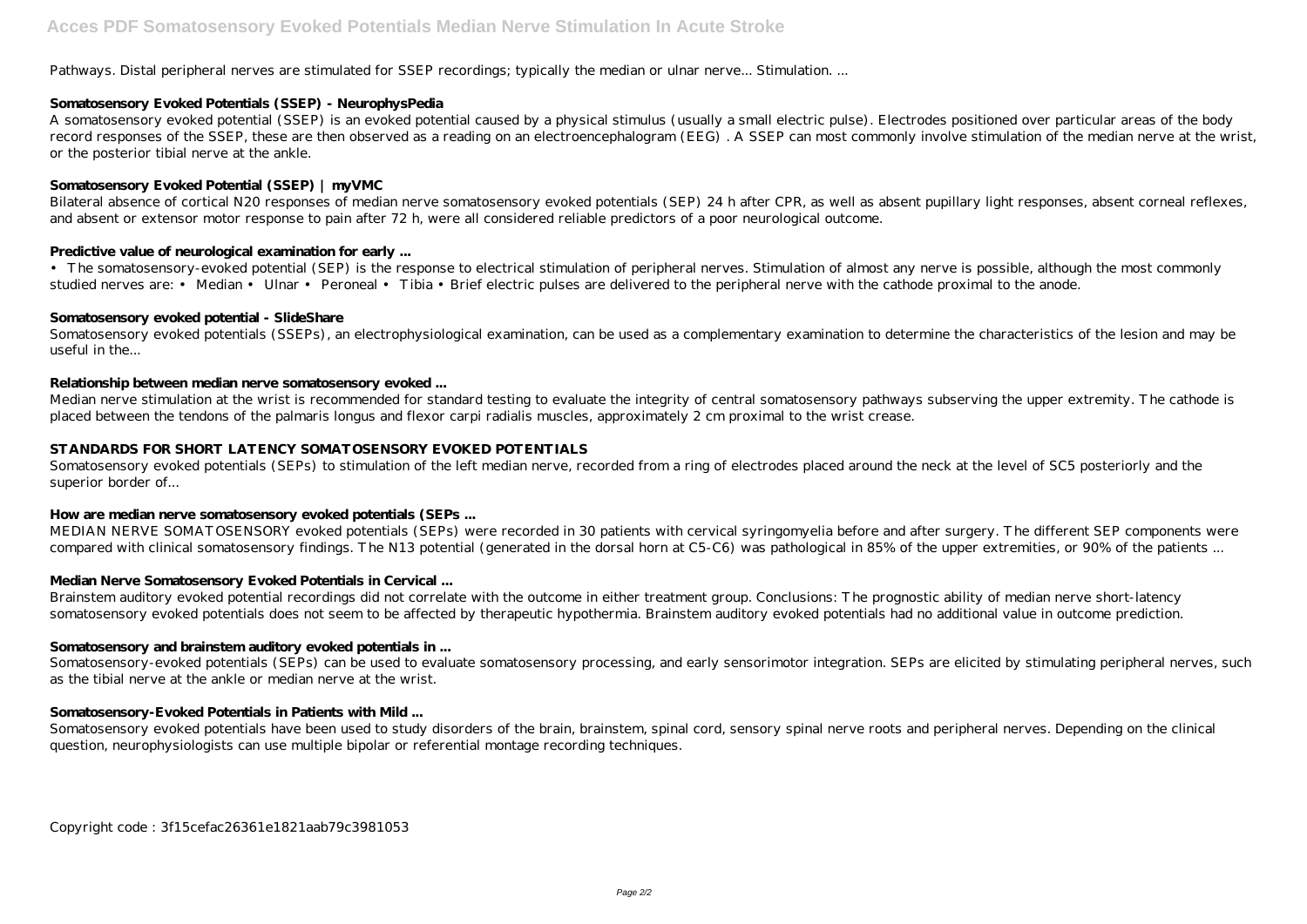Pathways. Distal peripheral nerves are stimulated for SSEP recordings; typically the median or ulnar nerve... Stimulation. ...

**Somatosensory Evoked Potentials (SSEP) - NeurophysPedia**

A somatosensory evoked potential (SSEP) is an evoked potential caused by a physical stimulus (usually a small electric pulse). Electrodes positioned over particular areas of the body record responses of the SSEP, these are then observed as a reading on an electroencephalogram (EEG) . A SSEP can most commonly involve stimulation of the median nerve at the wrist, or the posterior tibial nerve at the ankle.

**Somatosensory Evoked Potential (SSEP) | myVMC**

Bilateral absence of cortical N20 responses of median nerve somatosensory evoked potentials (SEP) 24 h after CPR, as well as absent pupillary light responses, absent corneal reflexes, and absent or extensor motor response to pain after 72 h, were all considered reliable predictors of a poor neurological outcome.

**Predictive value of neurological examination for early ...**

• The somatosensory-evoked potential (SEP) is the response to electrical stimulation of peripheral nerves. Stimulation of almost any nerve is possible, although the most commonly studied nerves are: • Median • Ulnar • Peroneal • Tibia • Brief electric pulses are delivered to the peripheral nerve with the cathode proximal to the anode.

**Somatosensory evoked potential - SlideShare**

Somatosensory evoked potentials (SSEPs), an electrophysiological examination, can be used as a complementary examination to determine the characteristics of the lesion and may be useful in the...

**Relationship between median nerve somatosensory evoked ...**

Median nerve stimulation at the wrist is recommended for standard testing to evaluate the integrity of central somatosensory pathways subserving the upper extremity. The cathode is placed between the tendons of the palmaris longus and flexor carpi radialis muscles, approximately 2 cm proximal to the wrist crease.

**STANDARDS FOR SHORT LATENCY SOMATOSENSORY EVOKED POTENTIALS**

Somatosensory evoked potentials (SEPs) to stimulation of the left median nerve, recorded from a ring of electrodes placed around the neck at the level of SC5 posteriorly and the superior border of...

**How are median nerve somatosensory evoked potentials (SEPs ...**

MEDIAN NERVE SOMATOSENSORY evoked potentials (SEPs) were recorded in 30 patients with cervical syringomyelia before and after surgery. The different SEP components were compared with clinical somatosensory findings. The N13 potential (generated in the dorsal horn at C5-C6) was pathological in 85% of the upper extremities, or 90% of the patients ...

**Median Nerve Somatosensory Evoked Potentials in Cervical ...**

Brainstem auditory evoked potential recordings did not correlate with the outcome in either treatment group. Conclusions: The prognostic ability of median nerve short-latency somatosensory evoked potentials does not seem to be affected by therapeutic hypothermia. Brainstem auditory evoked potentials had no additional value in outcome prediction.

**Somatosensory and brainstem auditory evoked potentials in ...**

Somatosensory-evoked potentials (SEPs) can be used to evaluate somatosensory processing, and early sensorimotor integration. SEPs are elicited by stimulating peripheral nerves, such as the tibial nerve at the ankle or median nerve at the wrist.

**Somatosensory-Evoked Potentials in Patients with Mild ...**

Somatosensory evoked potentials have been used to study disorders of the brain, brainstem, spinal cord, sensory spinal nerve roots and peripheral nerves. Depending on the clinical question, neurophysiologists can use multiple bipolar or referential montage recording techniques.

Copyright code : 3f15cefac26361e1821aab79c3981053